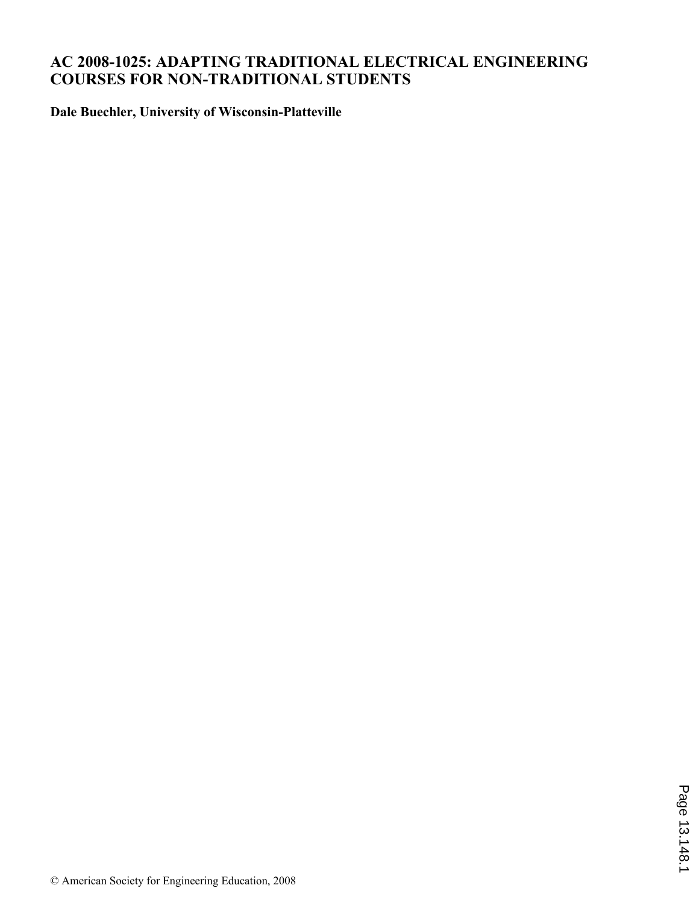# AC 2008-1025: ADAPTING TRADITIONAL ELECTRICAL ENGINEERING COURSES FOR NON-TRADITIONAL STUDENTS

**Dale Buechler, University of Wisconsin-Platteville**

© American Society for Engineering Education, 2008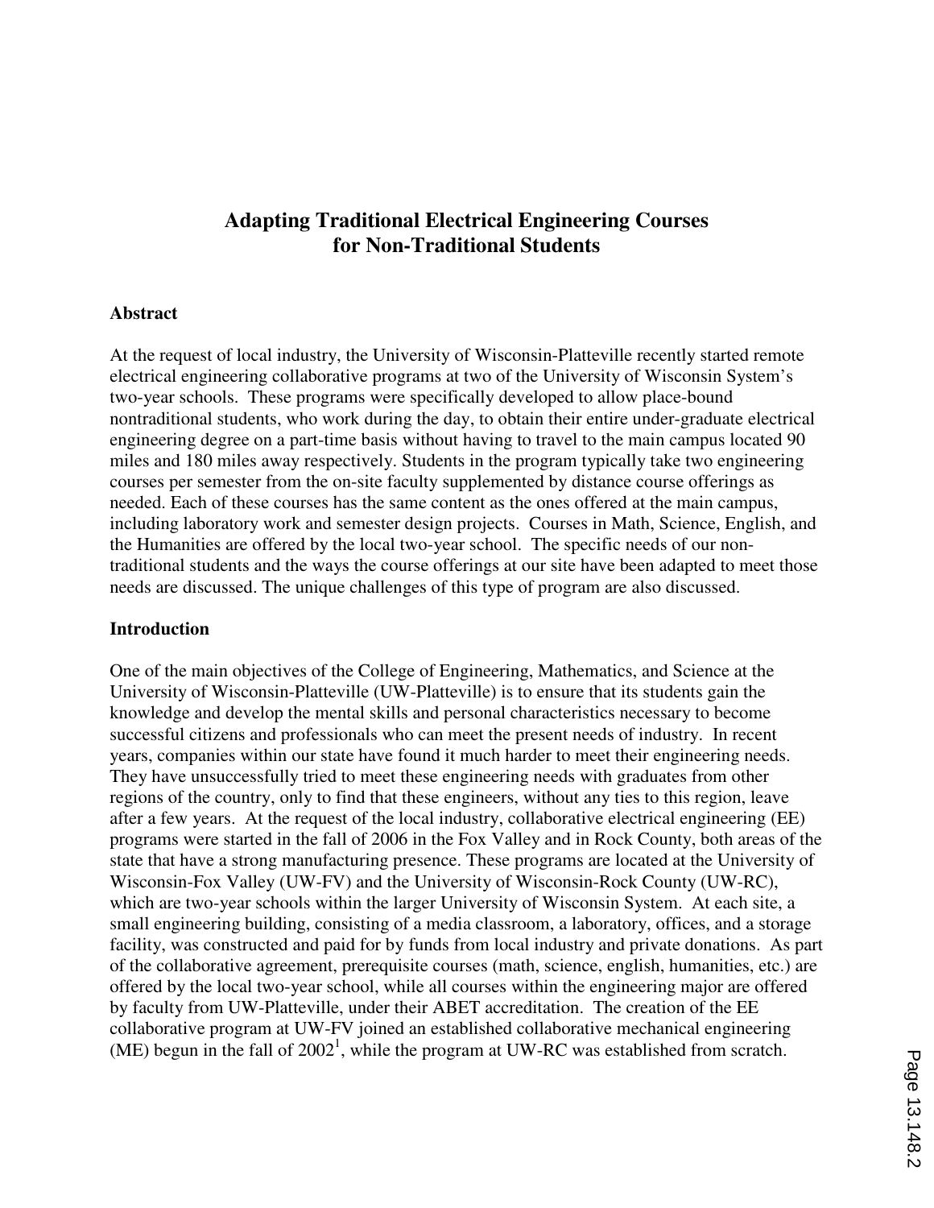# Adapting Traditional Electrical Engineering Courses for Non-Traditional Students

## Abstract

At the request of local industry, the University of Wisconsin-Platteville recently started remote electrical engineering collaborative programs at two of the University of Wisconsin System's two-year schools. These programs were specifically developed to allow place-bound nontraditional students, who work during the day, to obtain their entire under-graduate electrical engineering degree on a part-time basis without having to travel to the main campus located 90 miles and 180 miles away respectively. Students in the program typically take two engineering courses per semester from the on-site faculty supplemented by distance course offerings as needed. Each of these courses has the same content as the ones offered at the main campus, including laboratory work and semester design projects. Courses in Math, Science, English, and the Humanities are offered by the local two-year school. The specific needs of our non-traditional students and the ways the course offerings at our site have been adapted to meet those needs are discussed. The unique challenges of this type of program are also discussed.

## Introduction

One of the main objectives of the College of Engineering, Mathematics, and Science at the University of Wisconsin-Platteville (UW-Platteville) is to ensure that its students gain the knowledge and develop the mental skills and personal characteristics necessary to become successful citizens and professionals who can meet the present needs of industry. In recent years, companies within our state have found it much harder to meet their engineering needs. They have unsuccessfully tried to meet these engineering needs with graduates from other regions of the country, only to find that these engineers, without any ties to this region, leave after a few years. At the request of the local industry, collaborative electrical engineering (EE) programs were started in the fall of 2006 in the Fox Valley and in Rock County, both areas of the state that have a strong manufacturing presence. These programs are located at the University of Wisconsin-Fox Valley (UW-FV) and the University of Wisconsin-Rock County (UW-RC), which are two-year schools within the larger University of Wisconsin System. At each site, a small engineering building, consisting of a media classroom, a laboratory, offices, and a storage facility, was constructed and paid for by funds from local industry and private donations. As part of the collaborative agreement, prerequisite courses (math, science, english, humanities, etc.) are offered by the local two-year school, while all courses within the engineering major are offered by faculty from UW-Platteville, under their ABET accreditation. The creation of the EE collaborative program at UW-FV joined an established collaborative mechanical engineering (ME) begun in the fall of 2002[1], while the program at UW-RC was established from scratch.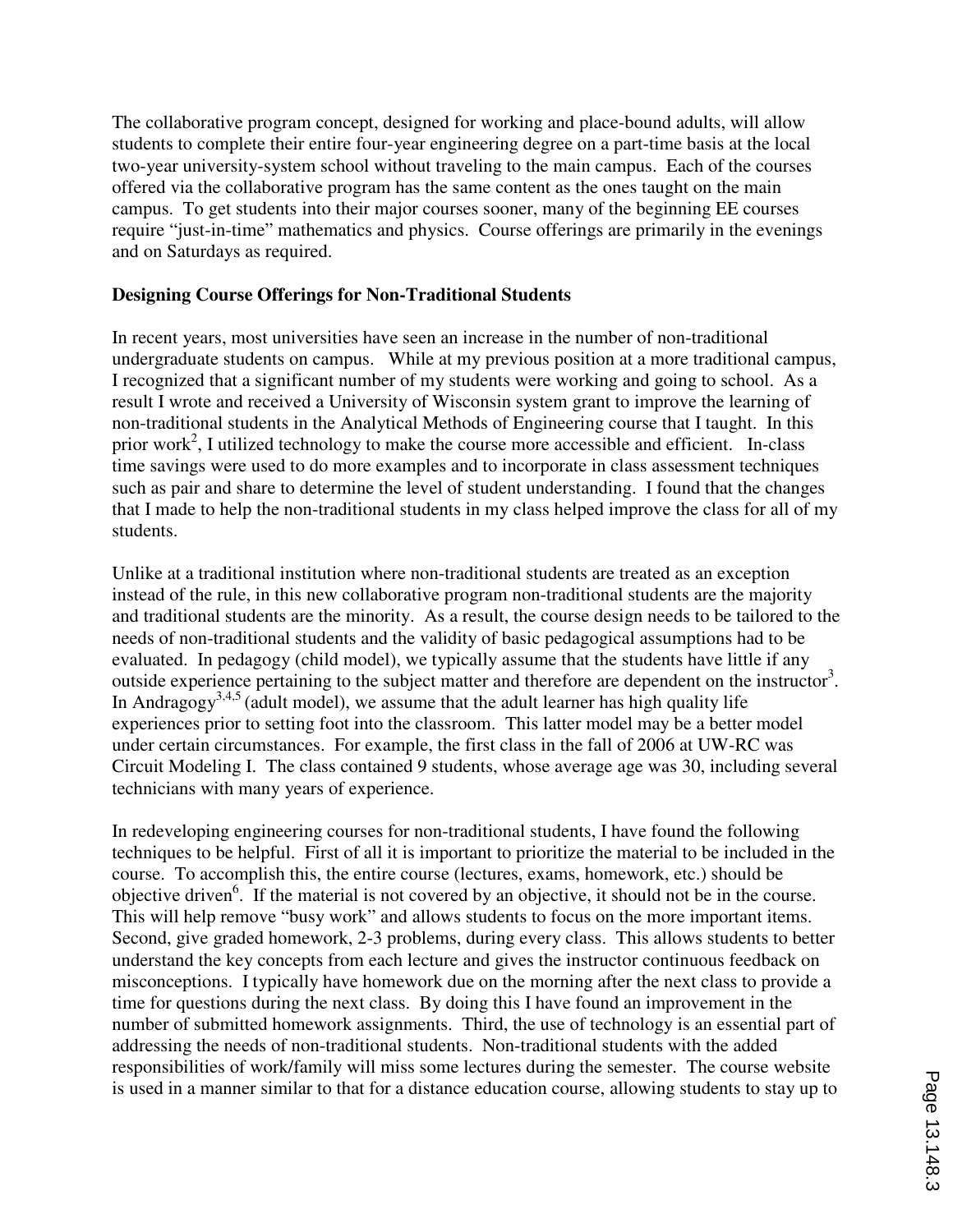The collaborative program concept, designed for working and place-bound adults, will allow students to complete their entire four-year engineering degree on a part-time basis at the local two-year university-system school without traveling to the main campus. Each of the courses offered via the collaborative program has the same content as the ones taught on the main campus. To get students into their major courses sooner, many of the beginning EE courses require "just-in-time" mathematics and physics. Course offerings are primarily in the evenings and on Saturdays as required.

**Designing Course Offerings for Non-Traditional Students**

In recent years, most universities have seen an increase in the number of non-traditional undergraduate students on campus. While at my previous position at a more traditional campus, I recognized that a significant number of my students were working and going to school. As a result I wrote and received a University of Wisconsin system grant to improve the learning of non-traditional students in the Analytical Methods of Engineering course that I taught. In this prior work[2], I utilized technology to make the course more accessible and efficient. In-class time savings were used to do more examples and to incorporate in class assessment techniques such as pair and share to determine the level of student understanding. I found that the changes that I made to help the non-traditional students in my class helped improve the class for all of my students.

Unlike at a traditional institution where non-traditional students are treated as an exception instead of the rule, in this new collaborative program non-traditional students are the majority and traditional students are the minority. As a result, the course design needs to be tailored to the needs of non-traditional students and the validity of basic pedagogical assumptions had to be evaluated. In pedagogy (child model), we typically assume that the students have little if any outside experience pertaining to the subject matter and therefore are dependent on the instructor[3]. In Andragogy[3,4,5] (adult model), we assume that the adult learner has high quality life experiences prior to setting foot into the classroom. This latter model may be a better model under certain circumstances. For example, the first class in the fall of 2006 at UW-RC was Circuit Modeling I. The class contained 9 students, whose average age was 30, including several technicians with many years of experience.

In redeveloping engineering courses for non-traditional students, I have found the following techniques to be helpful. First of all it is important to prioritize the material to be included in the course. To accomplish this, the entire course (lectures, exams, homework, etc.) should be objective driven[6]. If the material is not covered by an objective, it should not be in the course. This will help remove "busy work" and allows students to focus on the more important items. Second, give graded homework, 2-3 problems, during every class. This allows students to better understand the key concepts from each lecture and gives the instructor continuous feedback on misconceptions. I typically have homework due on the morning after the next class to provide a time for questions during the next class. By doing this I have found an improvement in the number of submitted homework assignments. Third, the use of technology is an essential part of addressing the needs of non-traditional students. Non-traditional students with the added responsibilities of work/family will miss some lectures during the semester. The course website is used in a manner similar to that for a distance education course, allowing students to stay up to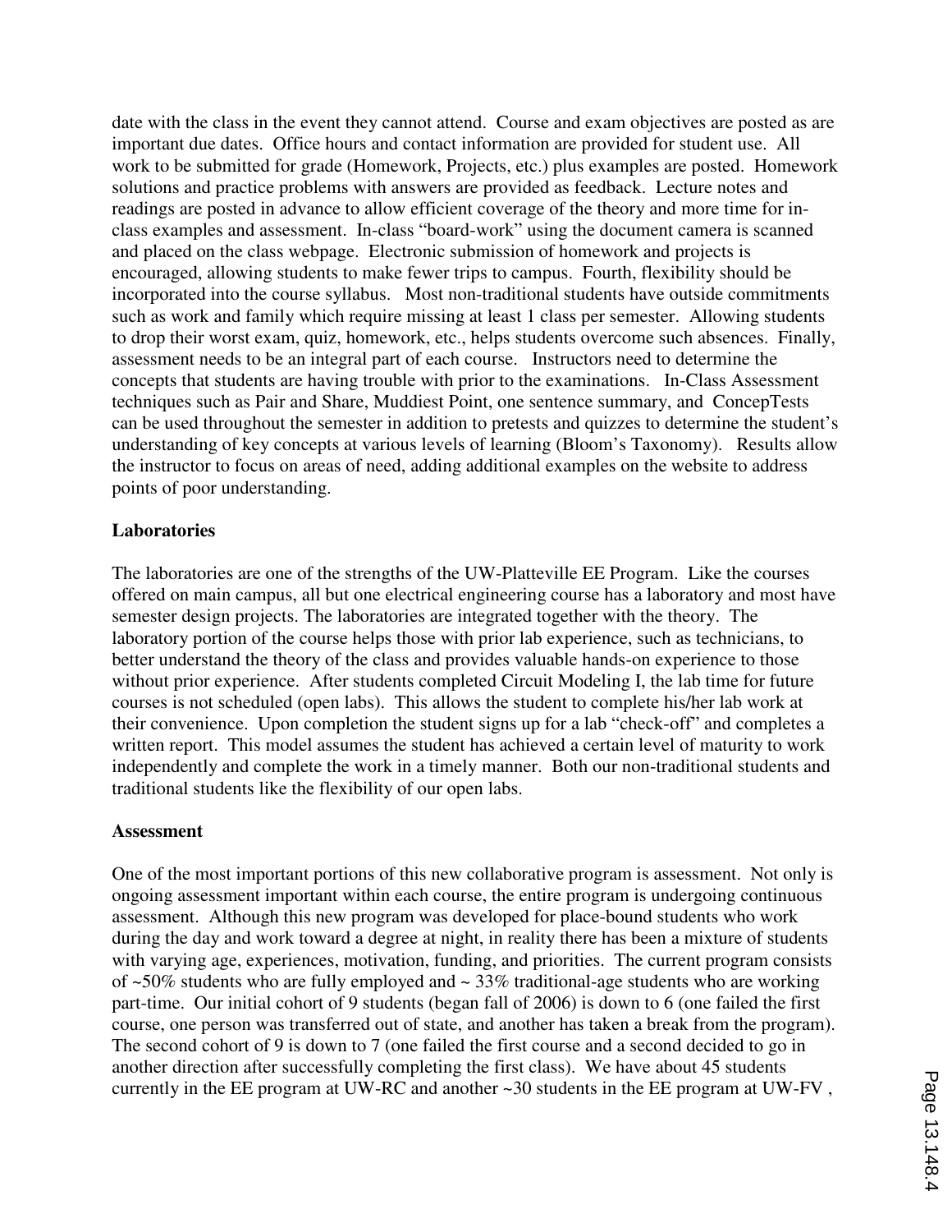date with the class in the event they cannot attend. Course and exam objectives are posted as are important due dates. Office hours and contact information are provided for student use. All work to be submitted for grade (Homework, Projects, etc.) plus examples are posted. Homework solutions and practice problems with answers are provided as feedback. Lecture notes and readings are posted in advance to allow efficient coverage of the theory and more time for in-class examples and assessment. In-class "board-work" using the document camera is scanned and placed on the class webpage. Electronic submission of homework and projects is encouraged, allowing students to make fewer trips to campus. Fourth, flexibility should be incorporated into the course syllabus. Most non-traditional students have outside commitments such as work and family which require missing at least 1 class per semester. Allowing students to drop their worst exam, quiz, homework, etc., helps students overcome such absences. Finally, assessment needs to be an integral part of each course. Instructors need to determine the concepts that students are having trouble with prior to the examinations. In-Class Assessment techniques such as Pair and Share, Muddiest Point, one sentence summary, and ConcepTests can be used throughout the semester in addition to pretests and quizzes to determine the student's understanding of key concepts at various levels of learning (Bloom's Taxonomy). Results allow the instructor to focus on areas of need, adding additional examples on the website to address points of poor understanding.

**Laboratories**

The laboratories are one of the strengths of the UW-Platteville EE Program. Like the courses offered on main campus, all but one electrical engineering course has a laboratory and most have semester design projects. The laboratories are integrated together with the theory. The laboratory portion of the course helps those with prior lab experience, such as technicians, to better understand the theory of the class and provides valuable hands-on experience to those without prior experience. After students completed Circuit Modeling I, the lab time for future courses is not scheduled (open labs). This allows the student to complete his/her lab work at their convenience. Upon completion the student signs up for a lab "check-off" and completes a written report. This model assumes the student has achieved a certain level of maturity to work independently and complete the work in a timely manner. Both our non-traditional students and traditional students like the flexibility of our open labs.

**Assessment**

One of the most important portions of this new collaborative program is assessment. Not only is ongoing assessment important within each course, the entire program is undergoing continuous assessment. Although this new program was developed for place-bound students who work during the day and work toward a degree at night, in reality there has been a mixture of students with varying age, experiences, motivation, funding, and priorities. The current program consists of ~50% students who are fully employed and ~ 33% traditional-age students who are working part-time. Our initial cohort of 9 students (began fall of 2006) is down to 6 (one failed the first course, one person was transferred out of state, and another has taken a break from the program). The second cohort of 9 is down to 7 (one failed the first course and a second decided to go in another direction after successfully completing the first class). We have about 45 students currently in the EE program at UW-RC and another ~30 students in the EE program at UW-FV ,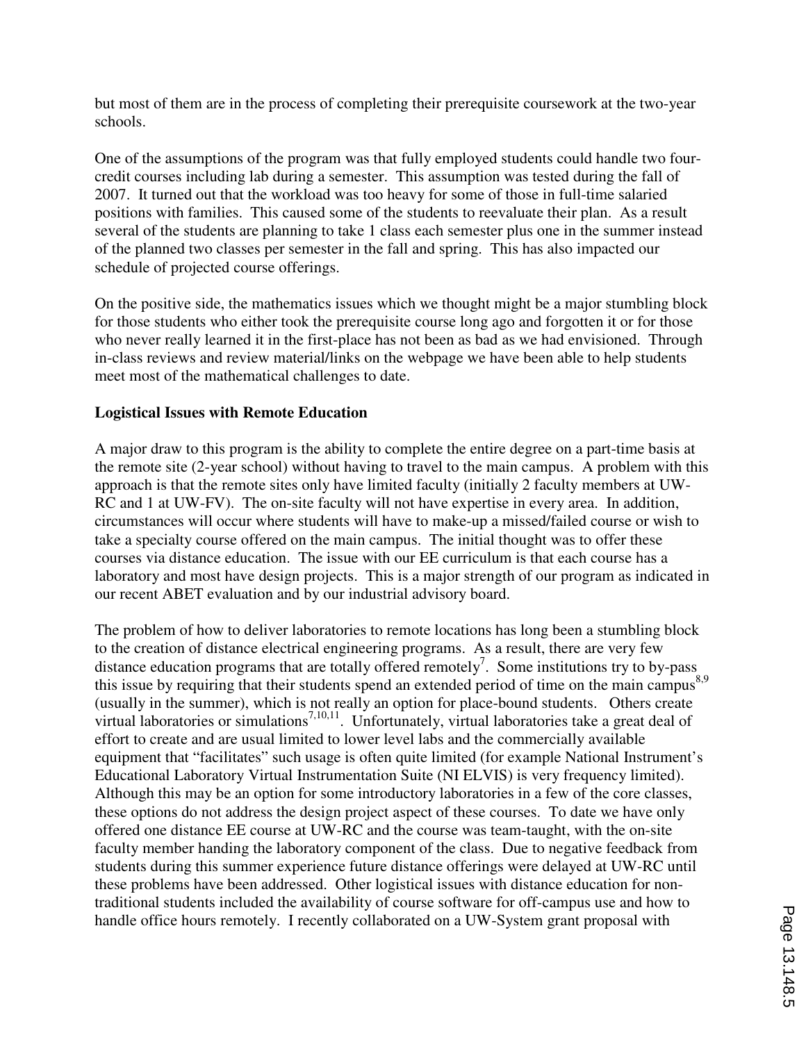but most of them are in the process of completing their prerequisite coursework at the two-year schools.

One of the assumptions of the program was that fully employed students could handle two four-credit courses including lab during a semester. This assumption was tested during the fall of 2007. It turned out that the workload was too heavy for some of those in full-time salaried positions with families. This caused some of the students to reevaluate their plan. As a result several of the students are planning to take 1 class each semester plus one in the summer instead of the planned two classes per semester in the fall and spring. This has also impacted our schedule of projected course offerings.

On the positive side, the mathematics issues which we thought might be a major stumbling block for those students who either took the prerequisite course long ago and forgotten it or for those who never really learned it in the first-place has not been as bad as we had envisioned. Through in-class reviews and review material/links on the webpage we have been able to help students meet most of the mathematical challenges to date.

**Logistical Issues with Remote Education**

A major draw to this program is the ability to complete the entire degree on a part-time basis at the remote site (2-year school) without having to travel to the main campus. A problem with this approach is that the remote sites only have limited faculty (initially 2 faculty members at UW-RC and 1 at UW-FV). The on-site faculty will not have expertise in every area. In addition, circumstances will occur where students will have to make-up a missed/failed course or wish to take a specialty course offered on the main campus. The initial thought was to offer these courses via distance education. The issue with our EE curriculum is that each course has a laboratory and most have design projects. This is a major strength of our program as indicated in our recent ABET evaluation and by our industrial advisory board.

The problem of how to deliver laboratories to remote locations has long been a stumbling block to the creation of distance electrical engineering programs. As a result, there are very few distance education programs that are totally offered remotely[7]. Some institutions try to by-pass this issue by requiring that their students spend an extended period of time on the main campus[8,9] (usually in the summer), which is not really an option for place-bound students. Others create virtual laboratories or simulations[7,10,11]. Unfortunately, virtual laboratories take a great deal of effort to create and are usual limited to lower level labs and the commercially available equipment that "facilitates" such usage is often quite limited (for example National Instrument's Educational Laboratory Virtual Instrumentation Suite (NI ELVIS) is very frequency limited). Although this may be an option for some introductory laboratories in a few of the core classes, these options do not address the design project aspect of these courses. To date we have only offered one distance EE course at UW-RC and the course was team-taught, with the on-site faculty member handing the laboratory component of the class. Due to negative feedback from students during this summer experience future distance offerings were delayed at UW-RC until these problems have been addressed. Other logistical issues with distance education for non-traditional students included the availability of course software for off-campus use and how to handle office hours remotely. I recently collaborated on a UW-System grant proposal with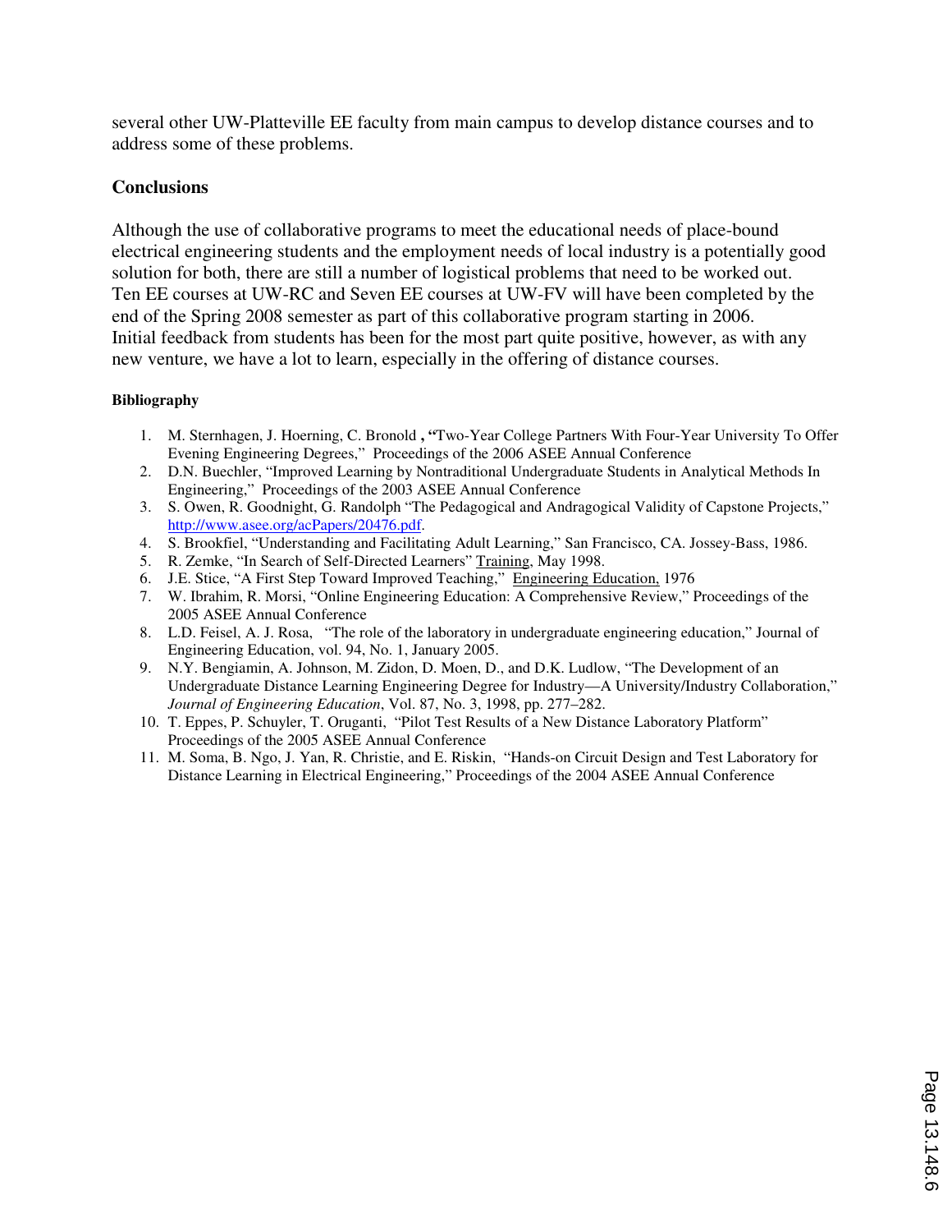several other UW-Platteville EE faculty from main campus to develop distance courses and to address some of these problems.

## Conclusions

Although the use of collaborative programs to meet the educational needs of place-bound electrical engineering students and the employment needs of local industry is a potentially good solution for both, there are still a number of logistical problems that need to be worked out. Ten EE courses at UW-RC and Seven EE courses at UW-FV will have been completed by the end of the Spring 2008 semester as part of this collaborative program starting in 2006. Initial feedback from students has been for the most part quite positive, however, as with any new venture, we have a lot to learn, especially in the offering of distance courses.

### Bibliography

1. M. Sternhagen, J. Hoerning, C. Bronold , "Two-Year College Partners With Four-Year University To Offer Evening Engineering Degrees," Proceedings of the 2006 ASEE Annual Conference
2. D.N. Buechler, "Improved Learning by Nontraditional Undergraduate Students in Analytical Methods In Engineering," Proceedings of the 2003 ASEE Annual Conference
3. S. Owen, R. Goodnight, G. Randolph "The Pedagogical and Andragogical Validity of Capstone Projects," http://www.asee.org/acPapers/20476.pdf.
4. S. Brookfiel, "Understanding and Facilitating Adult Learning," San Francisco, CA. Jossey-Bass, 1986.
5. R. Zemke, "In Search of Self-Directed Learners" Training, May 1998.
6. J.E. Stice, "A First Step Toward Improved Teaching," Engineering Education, 1976
7. W. Ibrahim, R. Morsi, "Online Engineering Education: A Comprehensive Review," Proceedings of the 2005 ASEE Annual Conference
8. L.D. Feisel, A. J. Rosa, "The role of the laboratory in undergraduate engineering education," Journal of Engineering Education, vol. 94, No. 1, January 2005.
9. N.Y. Bengiamin, A. Johnson, M. Zidon, D. Moen, D., and D.K. Ludlow, "The Development of an Undergraduate Distance Learning Engineering Degree for Industry—A University/Industry Collaboration," *Journal of Engineering Education*, Vol. 87, No. 3, 1998, pp. 277–282.
10. T. Eppes, P. Schuyler, T. Oruganti, "Pilot Test Results of a New Distance Laboratory Platform" Proceedings of the 2005 ASEE Annual Conference
11. M. Soma, B. Ngo, J. Yan, R. Christie, and E. Riskin, "Hands-on Circuit Design and Test Laboratory for Distance Learning in Electrical Engineering," Proceedings of the 2004 ASEE Annual Conference